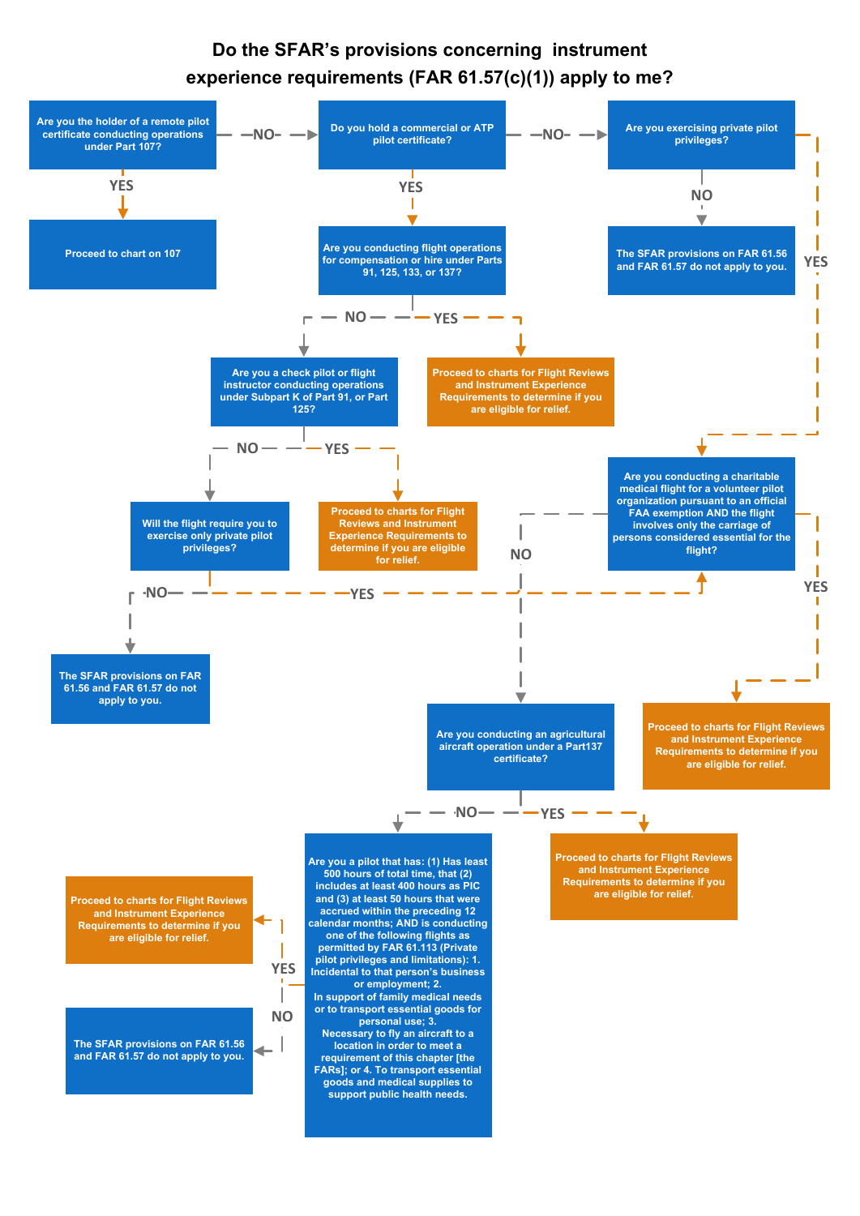# Do the SFAR's provisions concerning instrument experience requirements (FAR 61.57(c)(1)) apply to me?

**Are you the holder of a remote pilot certificate conducting operations under Part 107?**

- YES → Proceed to chart on 107
- NO → **Do you hold a commercial or ATP pilot certificate?**

**Do you hold a commercial or ATP pilot certificate?**

- YES → **Are you conducting flight operations for compensation or hire under Parts 91, 125, 133, or 137?**
- NO → **Are you exercising private pilot privileges?**

**Are you exercising private pilot privileges?**

- NO → The SFAR provisions on FAR 61.56 and FAR 61.57 do not apply to you.
- YES → **Are you conducting a charitable medical flight for a volunteer pilot organization pursuant to an official FAA exemption AND the flight involves only the carriage of persons considered essential for the flight?**

**Are you conducting flight operations for compensation or hire under Parts 91, 125, 133, or 137?**

- YES → Proceed to charts for Flight Reviews and Instrument Experience Requirements to determine if you are eligible for relief.
- NO → **Are you a check pilot or flight instructor conducting operations under Subpart K of Part 91, or Part 125?**

**Are you a check pilot or flight instructor conducting operations under Subpart K of Part 91, or Part 125?**

- YES → Proceed to charts for Flight Reviews and Instrument Experience Requirements to determine if you are eligible for relief.
- NO → **Will the flight require you to exercise only private pilot privileges?**

**Will the flight require you to exercise only private pilot privileges?**

- NO → The SFAR provisions on FAR 61.56 and FAR 61.57 do not apply to you.
- YES → **Are you conducting a charitable medical flight for a volunteer pilot organization pursuant to an official FAA exemption AND the flight involves only the carriage of persons considered essential for the flight?**

**Are you conducting a charitable medical flight for a volunteer pilot organization pursuant to an official FAA exemption AND the flight involves only the carriage of persons considered essential for the flight?**

- YES → Proceed to charts for Flight Reviews and Instrument Experience Requirements to determine if you are eligible for relief.
- NO → **Are you conducting an agricultural aircraft operation under a Part137 certificate?**

**Are you conducting an agricultural aircraft operation under a Part137 certificate?**

- YES → Proceed to charts for Flight Reviews and Instrument Experience Requirements to determine if you are eligible for relief.
- NO → **Are you a pilot that has: (1) Has least 500 hours of total time, that (2) includes at least 400 hours as PIC and (3) at least 50 hours that were accrued within the preceding 12 calendar months; AND is conducting one of the following flights as permitted by FAR 61.113 (Private pilot privileges and limitations): 1. Incidental to that person's business or employment; 2. In support of family medical needs or to transport essential goods for personal use; 3. Necessary to fly an aircraft to a location in order to meet a requirement of this chapter [the FARs]; or 4. To transport essential goods and medical supplies to support public health needs.**

**Are you a pilot that has: (1) Has least 500 hours of total time, that (2) includes at least 400 hours as PIC and (3) at least 50 hours that were accrued within the preceding 12 calendar months; AND is conducting one of the following flights as permitted by FAR 61.113 (Private pilot privileges and limitations): 1. Incidental to that person's business or employment; 2. In support of family medical needs or to transport essential goods for personal use; 3. Necessary to fly an aircraft to a location in order to meet a requirement of this chapter [the FARs]; or 4. To transport essential goods and medical supplies to support public health needs.**

- YES → Proceed to charts for Flight Reviews and Instrument Experience Requirements to determine if you are eligible for relief.
- NO → The SFAR provisions on FAR 61.56 and FAR 61.57 do not apply to you.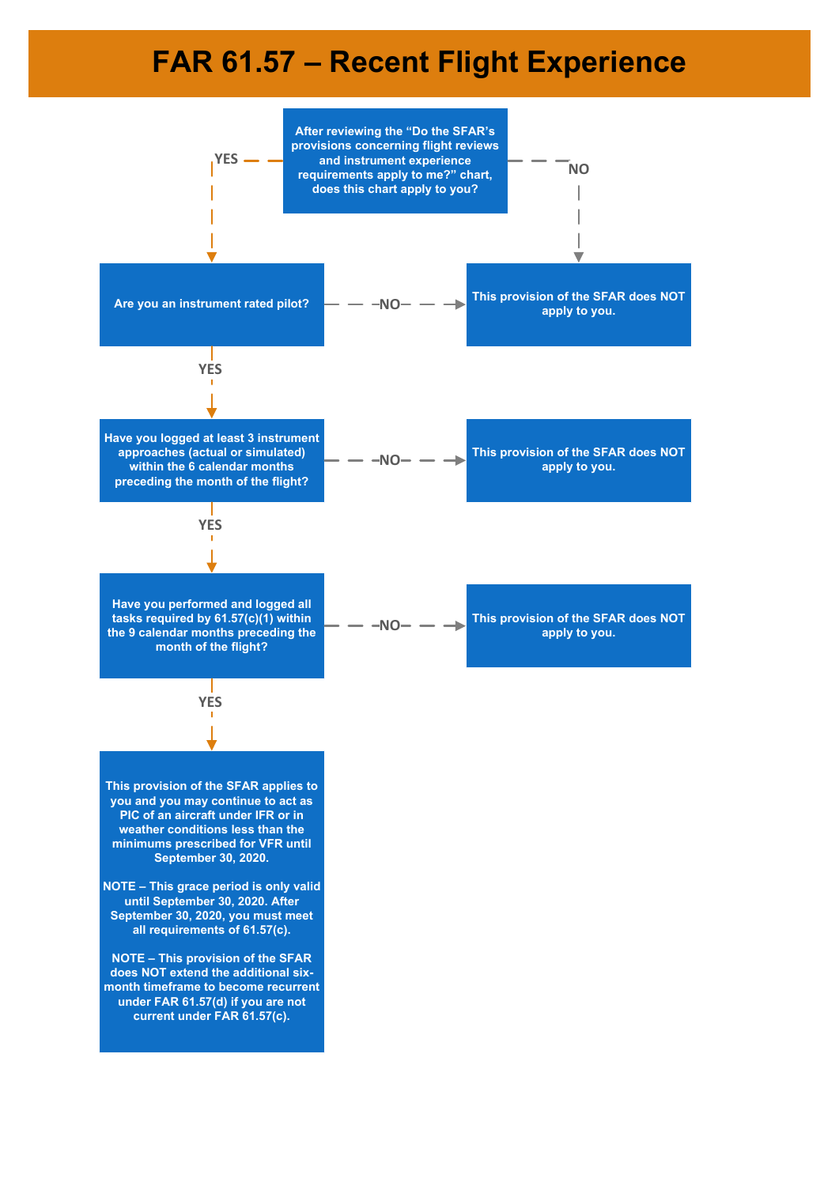# FAR 61.57 – Recent Flight Experience

After reviewing the “Do the SFAR’s provisions concerning flight reviews and instrument experience requirements apply to me?” chart, does this chart apply to you?

YES

NO

Are you an instrument rated pilot?

NO

This provision of the SFAR does NOT apply to you.

YES

Have you logged at least 3 instrument approaches (actual or simulated) within the 6 calendar months preceding the month of the flight?

NO

This provision of the SFAR does NOT apply to you.

YES

Have you performed and logged all tasks required by 61.57(c)(1) within the 9 calendar months preceding the month of the flight?

NO

This provision of the SFAR does NOT apply to you.

YES

This provision of the SFAR applies to you and you may continue to act as PIC of an aircraft under IFR or in weather conditions less than the minimums prescribed for VFR until September 30, 2020.

NOTE – This grace period is only valid until September 30, 2020. After September 30, 2020, you must meet all requirements of 61.57(c).

NOTE – This provision of the SFAR does NOT extend the additional six-month timeframe to become recurrent under FAR 61.57(d) if you are not current under FAR 61.57(c).